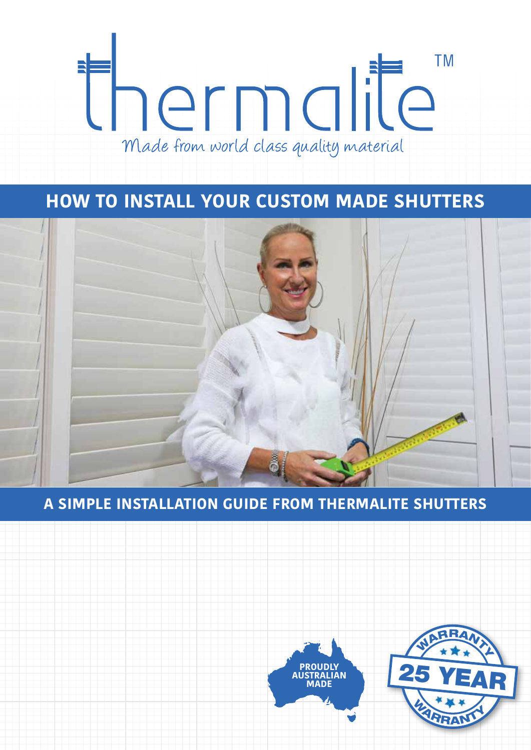# thermalite™

*Made from world class quality material*

## HOW TO INSTALL YOUR CUSTOM MADE SHUTTERS

## A SIMPLE INSTALLATION GUIDE FROM THERMALITE SHUTTERS

PROUDLY AUSTRALIAN MADE

WARRANTY 25 YEAR WARRANTY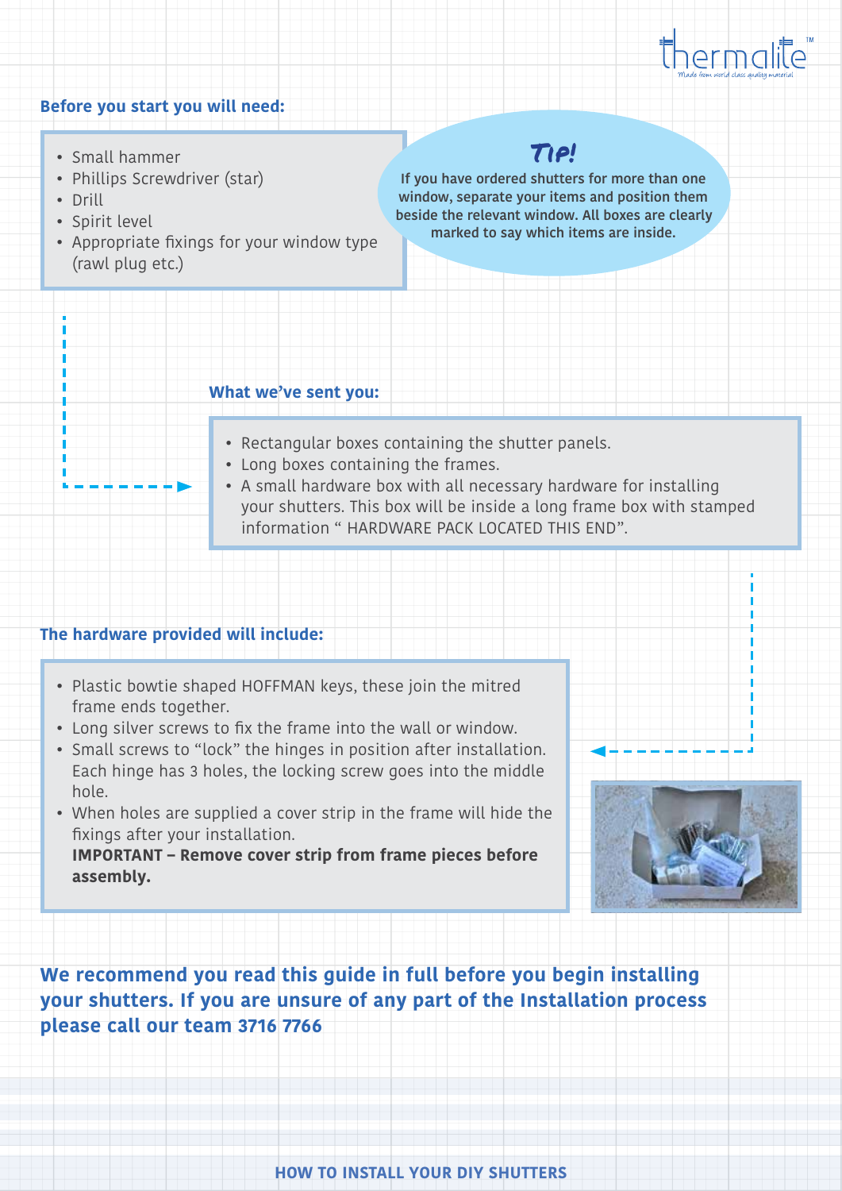## Before you start you will need:

- Small hammer
- Phillips Screwdriver (star)
- Drill
- Spirit level
- Appropriate fixings for your window type (rawl plug etc.)

**Tip!**

**If you have ordered shutters for more than one window, separate your items and position them beside the relevant window. All boxes are clearly marked to say which items are inside.**

## What we've sent you:

- Rectangular boxes containing the shutter panels.
- Long boxes containing the frames.
- A small hardware box with all necessary hardware for installing your shutters. This box will be inside a long frame box with stamped information " HARDWARE PACK LOCATED THIS END".

## The hardware provided will include:

- Plastic bowtie shaped HOFFMAN keys, these join the mitred frame ends together.
- Long silver screws to fix the frame into the wall or window.
- Small screws to "lock" the hinges in position after installation. Each hinge has 3 holes, the locking screw goes into the middle hole.
- When holes are supplied a cover strip in the frame will hide the fixings after your installation.
  **IMPORTANT – Remove cover strip from frame pieces before assembly.**

**We recommend you read this guide in full before you begin installing your shutters. If you are unsure of any part of the Installation process please call our team 3716 7766**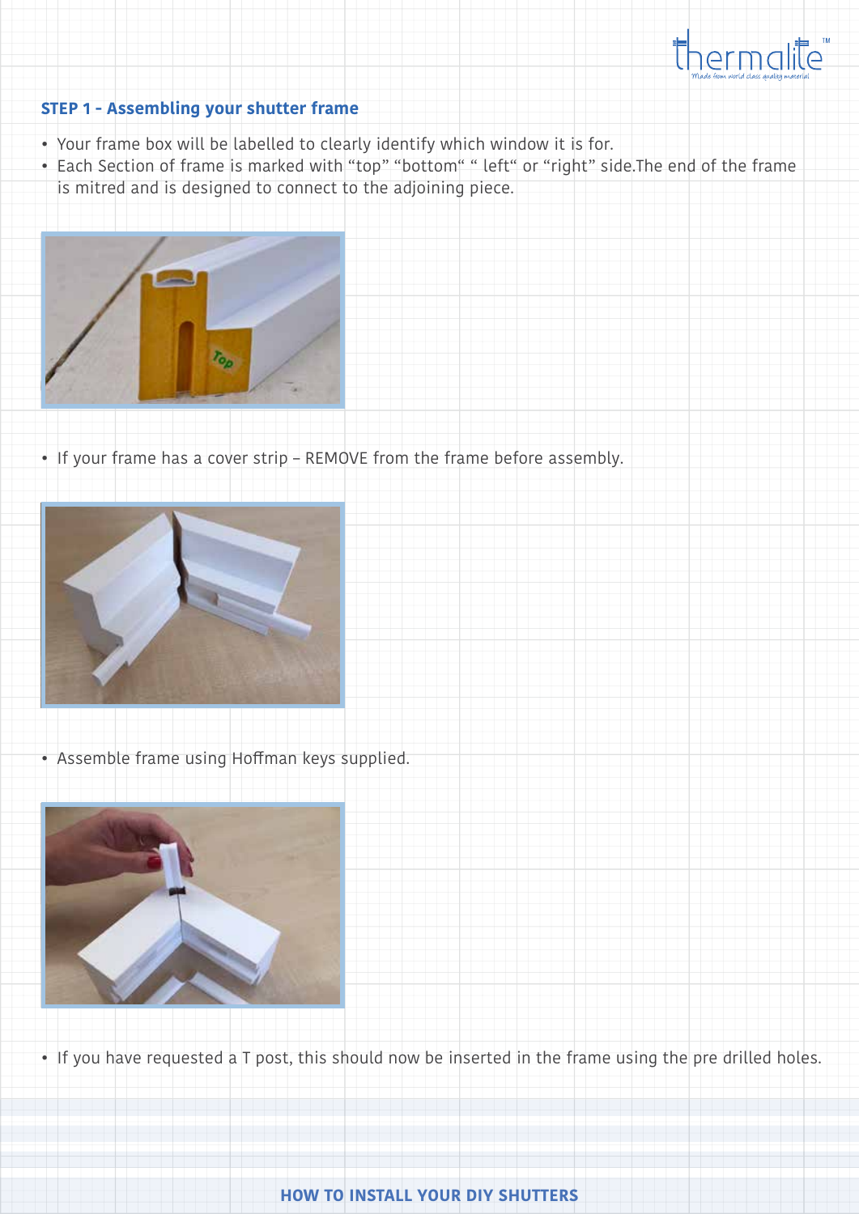## STEP 1 - Assembling your shutter frame

- Your frame box will be labelled to clearly identify which window it is for.
- Each Section of frame is marked with “top” “bottom“ “ left“ or “right” side.The end of the frame is mitred and is designed to connect to the adjoining piece.

- If your frame has a cover strip – REMOVE from the frame before assembly.

- Assemble frame using Hoffman keys supplied.

- If you have requested a T post, this should now be inserted in the frame using the pre drilled holes.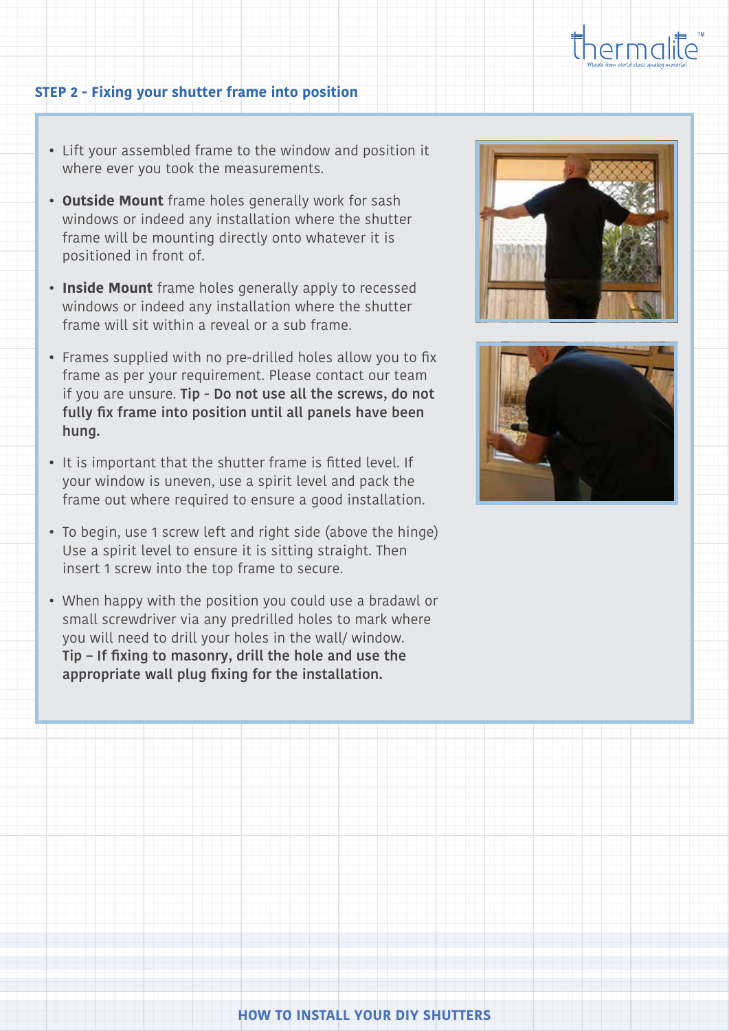## STEP 2 - Fixing your shutter frame into position

- Lift your assembled frame to the window and position it where ever you took the measurements.
- **Outside Mount** frame holes generally work for sash windows or indeed any installation where the shutter frame will be mounting directly onto whatever it is positioned in front of.
- **Inside Mount** frame holes generally apply to recessed windows or indeed any installation where the shutter frame will sit within a reveal or a sub frame.
- Frames supplied with no pre-drilled holes allow you to fix frame as per your requirement. Please contact our team if you are unsure. **Tip - Do not use all the screws, do not fully fix frame into position until all panels have been hung.**
- It is important that the shutter frame is fitted level. If your window is uneven, use a spirit level and pack the frame out where required to ensure a good installation.
- To begin, use 1 screw left and right side (above the hinge) Use a spirit level to ensure it is sitting straight. Then insert 1 screw into the top frame to secure.
- When happy with the position you could use a bradawl or small screwdriver via any predrilled holes to mark where you will need to drill your holes in the wall/ window. **Tip – If fixing to masonry, drill the hole and use the appropriate wall plug fixing for the installation.**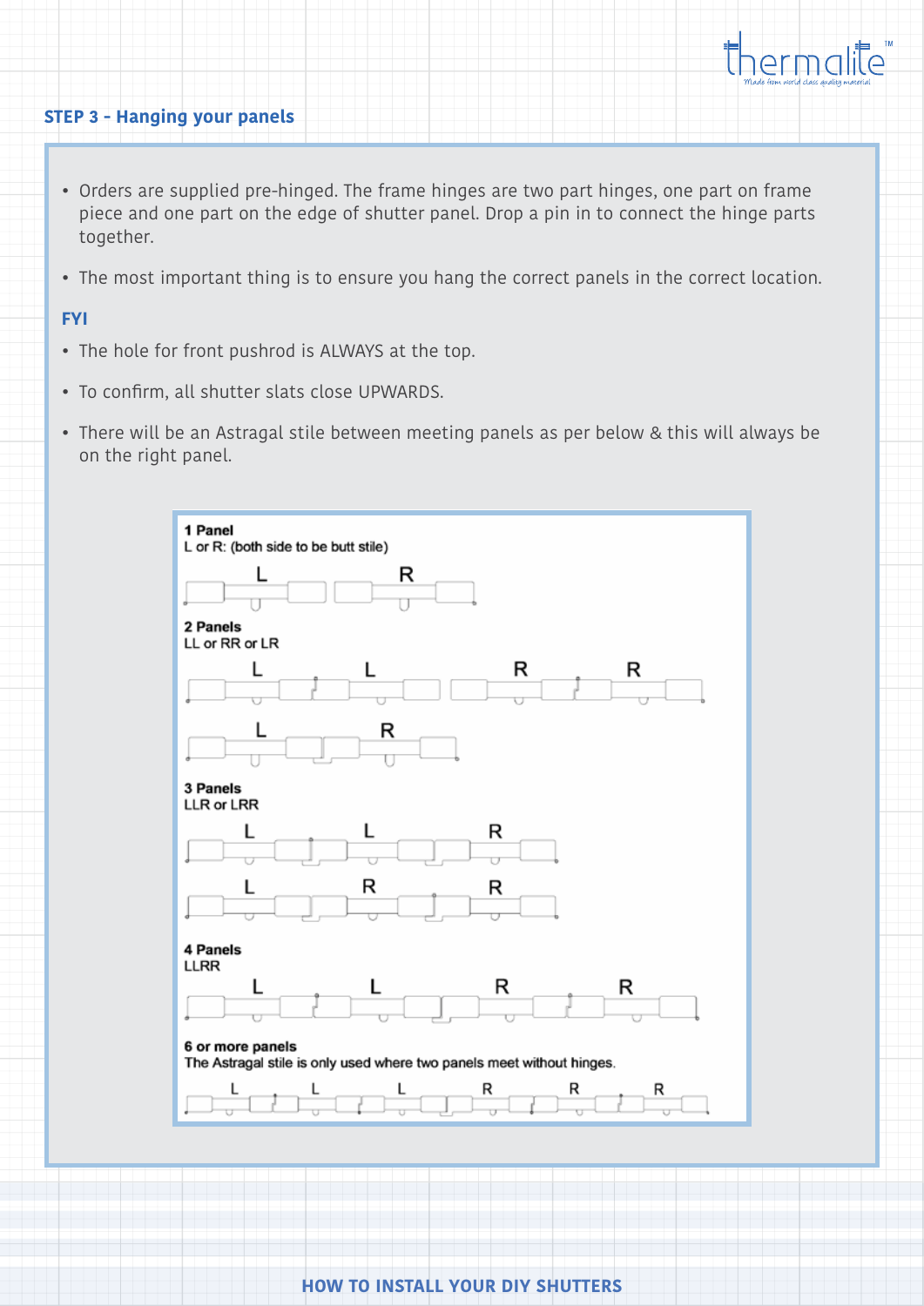## STEP 3 - Hanging your panels

- Orders are supplied pre-hinged. The frame hinges are two part hinges, one part on frame piece and one part on the edge of shutter panel. Drop a pin in to connect the hinge parts together.
- The most important thing is to ensure you hang the correct panels in the correct location.

### FYI

- The hole for front pushrod is ALWAYS at the top.
- To confirm, all shutter slats close UPWARDS.
- There will be an Astragal stile between meeting panels as per below & this will always be on the right panel.

**1 Panel**
L or R: (both side to be butt stile)

L R

**2 Panels**
LL or RR or LR

L L R R

L R

**3 Panels**
LLR or LRR

L L R

L R R

**4 Panels**
LLRR

L L R R

**6 or more panels**
The Astragal stile is only used where two panels meet without hinges.

L L L R R R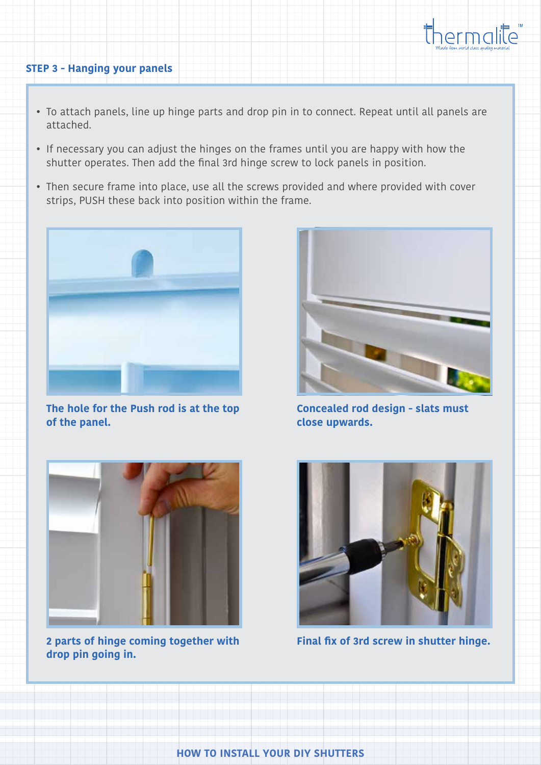## STEP 3 - Hanging your panels

- To attach panels, line up hinge parts and drop pin in to connect. Repeat until all panels are attached.
- If necessary you can adjust the hinges on the frames until you are happy with how the shutter operates. Then add the final 3rd hinge screw to lock panels in position.
- Then secure frame into place, use all the screws provided and where provided with cover strips, PUSH these back into position within the frame.

**The hole for the Push rod is at the top of the panel.**

**Concealed rod design - slats must close upwards.**

**2 parts of hinge coming together with drop pin going in.**

**Final fix of 3rd screw in shutter hinge.**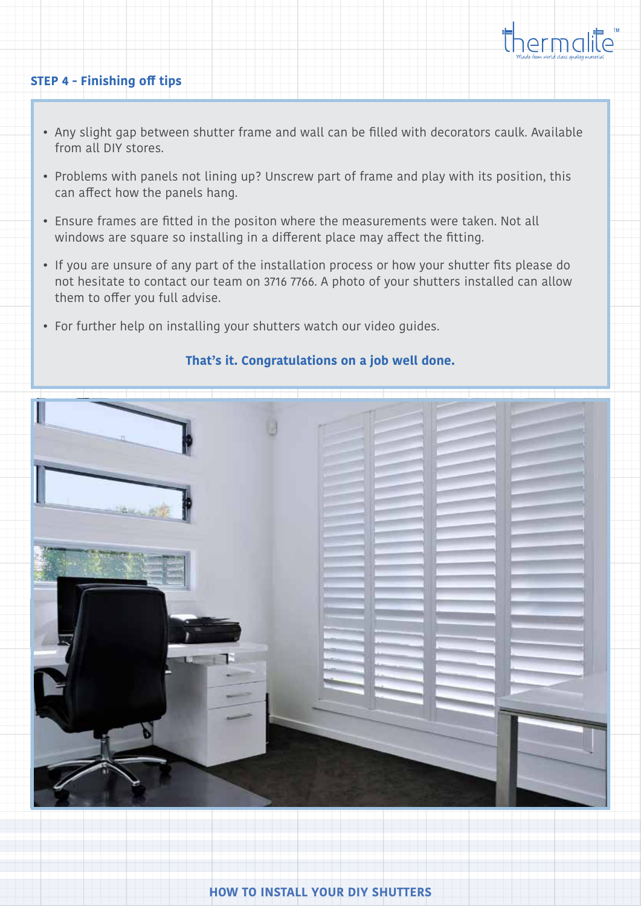## STEP 4 - Finishing off tips

- Any slight gap between shutter frame and wall can be filled with decorators caulk. Available from all DIY stores.
- Problems with panels not lining up? Unscrew part of frame and play with its position, this can affect how the panels hang.
- Ensure frames are fitted in the positon where the measurements were taken. Not all windows are square so installing in a different place may affect the fitting.
- If you are unsure of any part of the installation process or how your shutter fits please do not hesitate to contact our team on 3716 7766. A photo of your shutters installed can allow them to offer you full advise.
- For further help on installing your shutters watch our video guides.

**That's it. Congratulations on a job well done.**